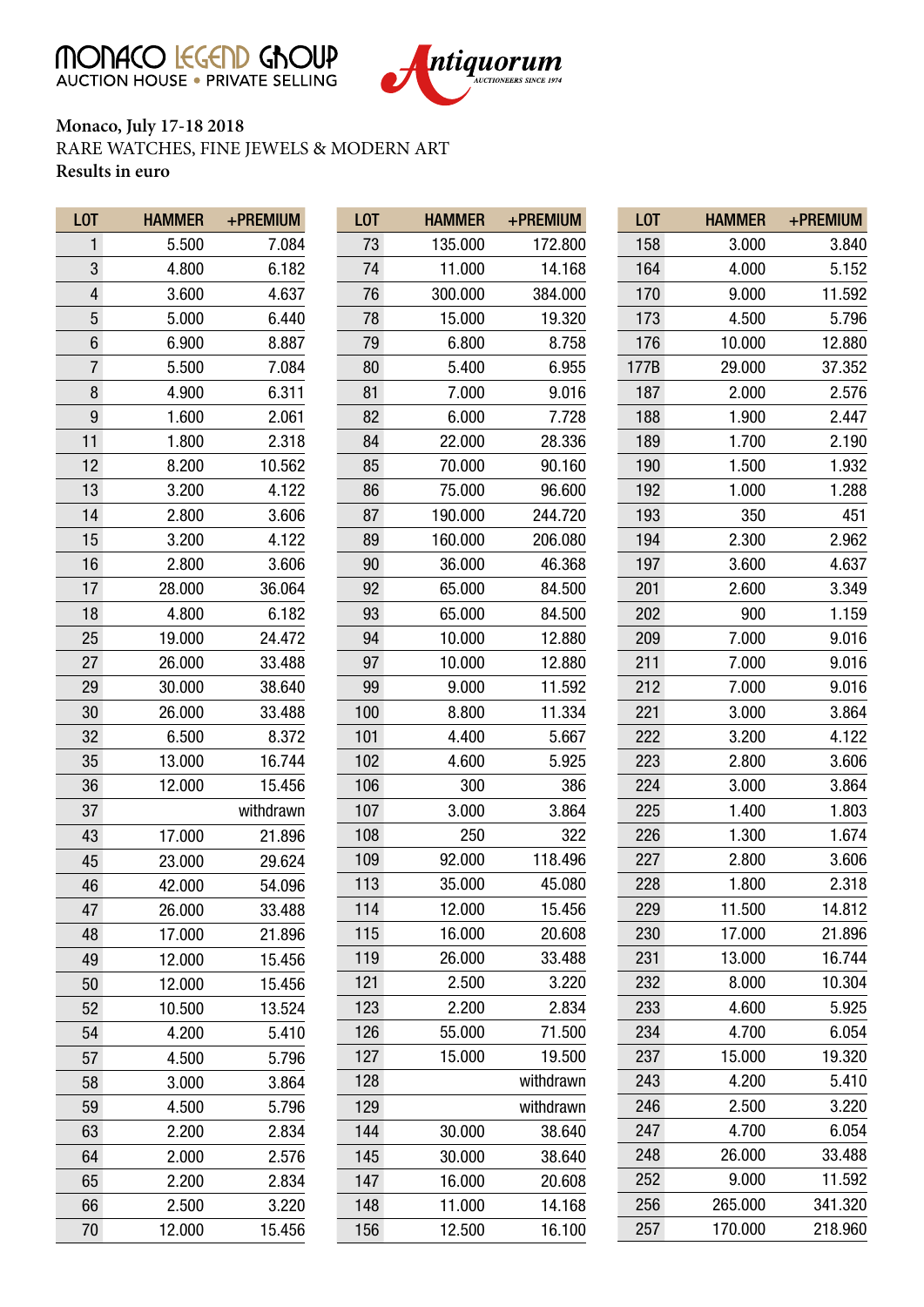MONACO LEGEND GROUP
AUCTION HOUSE • PRIVATE SELLING

Antiquorum
AUCTIONEERS SINCE 1974

**Monaco, July 17-18 2018**
RARE WATCHES, FINE JEWELS & MODERN ART
**Results in euro**

| LOT | HAMMER | +PREMIUM |
|---|---|---|
| 1 | 5.500 | 7.084 |
| 3 | 4.800 | 6.182 |
| 4 | 3.600 | 4.637 |
| 5 | 5.000 | 6.440 |
| 6 | 6.900 | 8.887 |
| 7 | 5.500 | 7.084 |
| 8 | 4.900 | 6.311 |
| 9 | 1.600 | 2.061 |
| 11 | 1.800 | 2.318 |
| 12 | 8.200 | 10.562 |
| 13 | 3.200 | 4.122 |
| 14 | 2.800 | 3.606 |
| 15 | 3.200 | 4.122 |
| 16 | 2.800 | 3.606 |
| 17 | 28.000 | 36.064 |
| 18 | 4.800 | 6.182 |
| 25 | 19.000 | 24.472 |
| 27 | 26.000 | 33.488 |
| 29 | 30.000 | 38.640 |
| 30 | 26.000 | 33.488 |
| 32 | 6.500 | 8.372 |
| 35 | 13.000 | 16.744 |
| 36 | 12.000 | 15.456 |
| 37 | | withdrawn |
| 43 | 17.000 | 21.896 |
| 45 | 23.000 | 29.624 |
| 46 | 42.000 | 54.096 |
| 47 | 26.000 | 33.488 |
| 48 | 17.000 | 21.896 |
| 49 | 12.000 | 15.456 |
| 50 | 12.000 | 15.456 |
| 52 | 10.500 | 13.524 |
| 54 | 4.200 | 5.410 |
| 57 | 4.500 | 5.796 |
| 58 | 3.000 | 3.864 |
| 59 | 4.500 | 5.796 |
| 63 | 2.200 | 2.834 |
| 64 | 2.000 | 2.576 |
| 65 | 2.200 | 2.834 |
| 66 | 2.500 | 3.220 |
| 70 | 12.000 | 15.456 |
| 73 | 135.000 | 172.800 |
| 74 | 11.000 | 14.168 |
| 76 | 300.000 | 384.000 |
| 78 | 15.000 | 19.320 |
| 79 | 6.800 | 8.758 |
| 80 | 5.400 | 6.955 |
| 81 | 7.000 | 9.016 |
| 82 | 6.000 | 7.728 |
| 84 | 22.000 | 28.336 |
| 85 | 70.000 | 90.160 |
| 86 | 75.000 | 96.600 |
| 87 | 190.000 | 244.720 |
| 89 | 160.000 | 206.080 |
| 90 | 36.000 | 46.368 |
| 92 | 65.000 | 84.500 |
| 93 | 65.000 | 84.500 |
| 94 | 10.000 | 12.880 |
| 97 | 10.000 | 12.880 |
| 99 | 9.000 | 11.592 |
| 100 | 8.800 | 11.334 |
| 101 | 4.400 | 5.667 |
| 102 | 4.600 | 5.925 |
| 106 | 300 | 386 |
| 107 | 3.000 | 3.864 |
| 108 | 250 | 322 |
| 109 | 92.000 | 118.496 |
| 113 | 35.000 | 45.080 |
| 114 | 12.000 | 15.456 |
| 115 | 16.000 | 20.608 |
| 119 | 26.000 | 33.488 |
| 121 | 2.500 | 3.220 |
| 123 | 2.200 | 2.834 |
| 126 | 55.000 | 71.500 |
| 127 | 15.000 | 19.500 |
| 128 | | withdrawn |
| 129 | | withdrawn |
| 144 | 30.000 | 38.640 |
| 145 | 30.000 | 38.640 |
| 147 | 16.000 | 20.608 |
| 148 | 11.000 | 14.168 |
| 156 | 12.500 | 16.100 |
| 158 | 3.000 | 3.840 |
| 164 | 4.000 | 5.152 |
| 170 | 9.000 | 11.592 |
| 173 | 4.500 | 5.796 |
| 176 | 10.000 | 12.880 |
| 177B | 29.000 | 37.352 |
| 187 | 2.000 | 2.576 |
| 188 | 1.900 | 2.447 |
| 189 | 1.700 | 2.190 |
| 190 | 1.500 | 1.932 |
| 192 | 1.000 | 1.288 |
| 193 | 350 | 451 |
| 194 | 2.300 | 2.962 |
| 197 | 3.600 | 4.637 |
| 201 | 2.600 | 3.349 |
| 202 | 900 | 1.159 |
| 209 | 7.000 | 9.016 |
| 211 | 7.000 | 9.016 |
| 212 | 7.000 | 9.016 |
| 221 | 3.000 | 3.864 |
| 222 | 3.200 | 4.122 |
| 223 | 2.800 | 3.606 |
| 224 | 3.000 | 3.864 |
| 225 | 1.400 | 1.803 |
| 226 | 1.300 | 1.674 |
| 227 | 2.800 | 3.606 |
| 228 | 1.800 | 2.318 |
| 229 | 11.500 | 14.812 |
| 230 | 17.000 | 21.896 |
| 231 | 13.000 | 16.744 |
| 232 | 8.000 | 10.304 |
| 233 | 4.600 | 5.925 |
| 234 | 4.700 | 6.054 |
| 237 | 15.000 | 19.320 |
| 243 | 4.200 | 5.410 |
| 246 | 2.500 | 3.220 |
| 247 | 4.700 | 6.054 |
| 248 | 26.000 | 33.488 |
| 252 | 9.000 | 11.592 |
| 256 | 265.000 | 341.320 |
| 257 | 170.000 | 218.960 |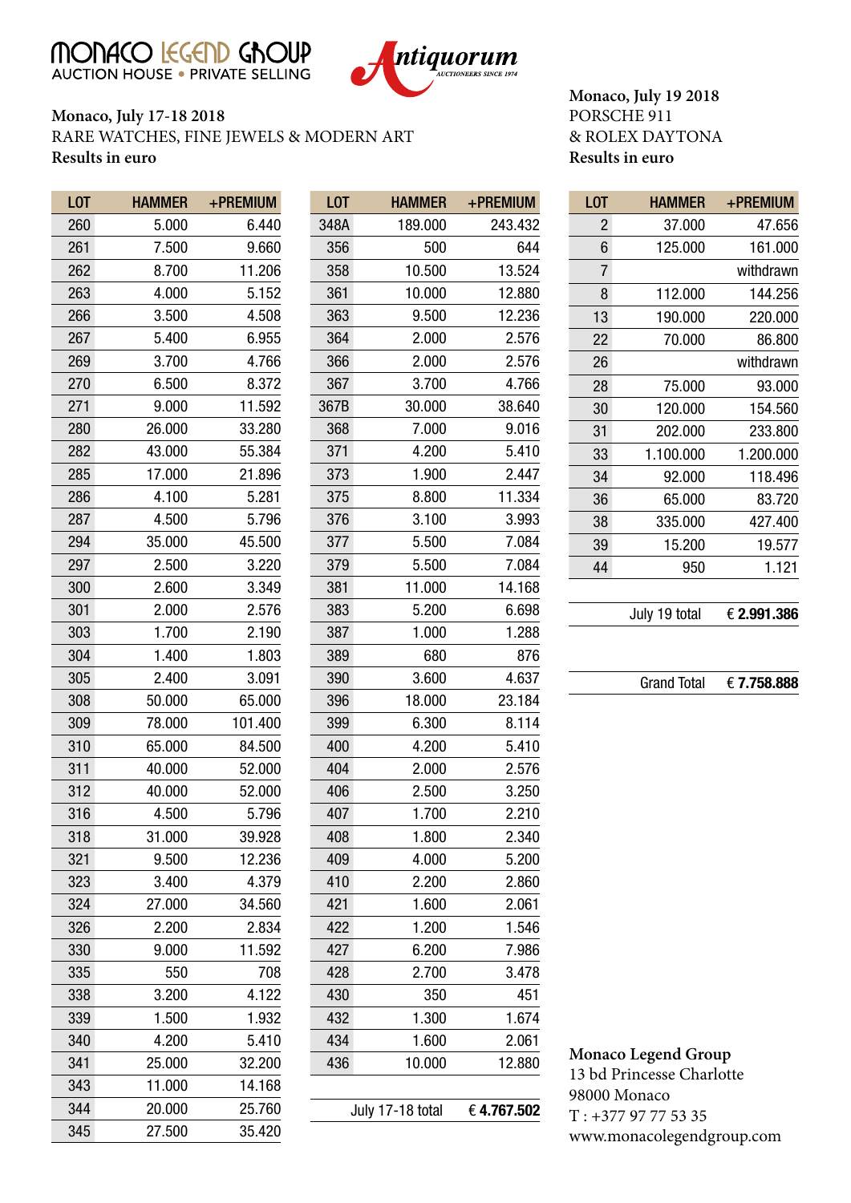MONACO LEGEND GROUP
AUCTION HOUSE • PRIVATE SELLING

Antiquorum
AUCTIONEERS SINCE 1974

**Monaco, July 17-18 2018**
RARE WATCHES, FINE JEWELS & MODERN ART
**Results in euro**

| LOT | HAMMER | +PREMIUM |
|---|---|---|
| 260 | 5.000 | 6.440 |
| 261 | 7.500 | 9.660 |
| 262 | 8.700 | 11.206 |
| 263 | 4.000 | 5.152 |
| 266 | 3.500 | 4.508 |
| 267 | 5.400 | 6.955 |
| 269 | 3.700 | 4.766 |
| 270 | 6.500 | 8.372 |
| 271 | 9.000 | 11.592 |
| 280 | 26.000 | 33.280 |
| 282 | 43.000 | 55.384 |
| 285 | 17.000 | 21.896 |
| 286 | 4.100 | 5.281 |
| 287 | 4.500 | 5.796 |
| 294 | 35.000 | 45.500 |
| 297 | 2.500 | 3.220 |
| 300 | 2.600 | 3.349 |
| 301 | 2.000 | 2.576 |
| 303 | 1.700 | 2.190 |
| 304 | 1.400 | 1.803 |
| 305 | 2.400 | 3.091 |
| 308 | 50.000 | 65.000 |
| 309 | 78.000 | 101.400 |
| 310 | 65.000 | 84.500 |
| 311 | 40.000 | 52.000 |
| 312 | 40.000 | 52.000 |
| 316 | 4.500 | 5.796 |
| 318 | 31.000 | 39.928 |
| 321 | 9.500 | 12.236 |
| 323 | 3.400 | 4.379 |
| 324 | 27.000 | 34.560 |
| 326 | 2.200 | 2.834 |
| 330 | 9.000 | 11.592 |
| 335 | 550 | 708 |
| 338 | 3.200 | 4.122 |
| 339 | 1.500 | 1.932 |
| 340 | 4.200 | 5.410 |
| 341 | 25.000 | 32.200 |
| 343 | 11.000 | 14.168 |
| 344 | 20.000 | 25.760 |
| 345 | 27.500 | 35.420 |
| 348A | 189.000 | 243.432 |
| 356 | 500 | 644 |
| 358 | 10.500 | 13.524 |
| 361 | 10.000 | 12.880 |
| 363 | 9.500 | 12.236 |
| 364 | 2.000 | 2.576 |
| 366 | 2.000 | 2.576 |
| 367 | 3.700 | 4.766 |
| 367B | 30.000 | 38.640 |
| 368 | 7.000 | 9.016 |
| 371 | 4.200 | 5.410 |
| 373 | 1.900 | 2.447 |
| 375 | 8.800 | 11.334 |
| 376 | 3.100 | 3.993 |
| 377 | 5.500 | 7.084 |
| 379 | 5.500 | 7.084 |
| 381 | 11.000 | 14.168 |
| 383 | 5.200 | 6.698 |
| 387 | 1.000 | 1.288 |
| 389 | 680 | 876 |
| 390 | 3.600 | 4.637 |
| 396 | 18.000 | 23.184 |
| 399 | 6.300 | 8.114 |
| 400 | 4.200 | 5.410 |
| 404 | 2.000 | 2.576 |
| 406 | 2.500 | 3.250 |
| 407 | 1.700 | 2.210 |
| 408 | 1.800 | 2.340 |
| 409 | 4.000 | 5.200 |
| 410 | 2.200 | 2.860 |
| 421 | 1.600 | 2.061 |
| 422 | 1.200 | 1.546 |
| 427 | 6.200 | 7.986 |
| 428 | 2.700 | 3.478 |
| 430 | 350 | 451 |
| 432 | 1.300 | 1.674 |
| 434 | 1.600 | 2.061 |
| 436 | 10.000 | 12.880 |
| | July 17-18 total | **€ 4.767.502** |

**Monaco, July 19 2018**
PORSCHE 911
& ROLEX DAYTONA
**Results in euro**

| LOT | HAMMER | +PREMIUM |
|---|---|---|
| 2 | 37.000 | 47.656 |
| 6 | 125.000 | 161.000 |
| 7 | | withdrawn |
| 8 | 112.000 | 144.256 |
| 13 | 190.000 | 220.000 |
| 22 | 70.000 | 86.800 |
| 26 | | withdrawn |
| 28 | 75.000 | 93.000 |
| 30 | 120.000 | 154.560 |
| 31 | 202.000 | 233.800 |
| 33 | 1.100.000 | 1.200.000 |
| 34 | 92.000 | 118.496 |
| 36 | 65.000 | 83.720 |
| 38 | 335.000 | 427.400 |
| 39 | 15.200 | 19.577 |
| 44 | 950 | 1.121 |
| | July 19 total | **€ 2.991.386** |
| | Grand Total | **€ 7.758.888** |

**Monaco Legend Group**
13 bd Princesse Charlotte
98000 Monaco
T : +377 97 77 53 35
www.monacolegendgroup.com